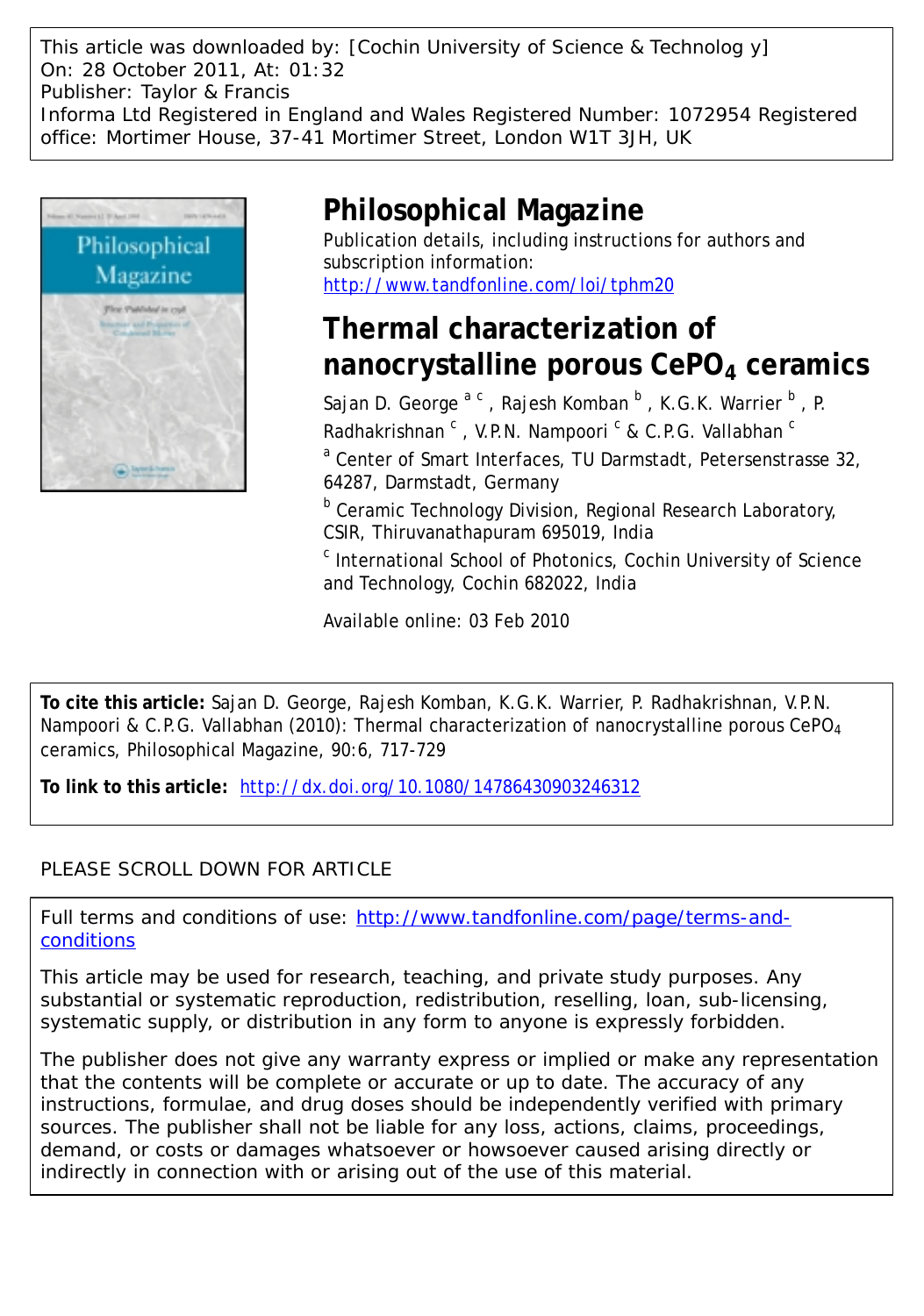This article was downloaded by: [Cochin University of Science & Technolog y]
On: 28 October 2011, At: 01:32
Publisher: Taylor & Francis
Informa Ltd Registered in England and Wales Registered Number: 1072954 Registered office: Mortimer House, 37-41 Mortimer Street, London W1T 3JH, UK

# Philosophical Magazine

Publication details, including instructions for authors and subscription information:
http://www.tandfonline.com/loi/tphm20

# Thermal characterization of nanocrystalline porous $CePO_4$ ceramics

Sajan D. George [a c], Rajesh Komban [b], K.G.K. Warrier [b], P. Radhakrishnan [c], V.P.N. Nampoori [c] & C.P.G. Vallabhan [c]

[a] Center of Smart Interfaces, TU Darmstadt, Petersenstrasse 32, 64287, Darmstadt, Germany

[b] Ceramic Technology Division, Regional Research Laboratory, CSIR, Thiruvanathapuram 695019, India

[c] International School of Photonics, Cochin University of Science and Technology, Cochin 682022, India

Available online: 03 Feb 2010

**To cite this article:** Sajan D. George, Rajesh Komban, K.G.K. Warrier, P. Radhakrishnan, V.P.N. Nampoori & C.P.G. Vallabhan (2010): Thermal characterization of nanocrystalline porous $CePO_4$ ceramics, Philosophical Magazine, 90:6, 717-729

**To link to this article:** http://dx.doi.org/10.1080/14786430903246312

PLEASE SCROLL DOWN FOR ARTICLE

Full terms and conditions of use: http://www.tandfonline.com/page/terms-and-conditions

This article may be used for research, teaching, and private study purposes. Any substantial or systematic reproduction, redistribution, reselling, loan, sub-licensing, systematic supply, or distribution in any form to anyone is expressly forbidden.

The publisher does not give any warranty express or implied or make any representation that the contents will be complete or accurate or up to date. The accuracy of any instructions, formulae, and drug doses should be independently verified with primary sources. The publisher shall not be liable for any loss, actions, claims, proceedings, demand, or costs or damages whatsoever or howsoever caused arising directly or indirectly in connection with or arising out of the use of this material.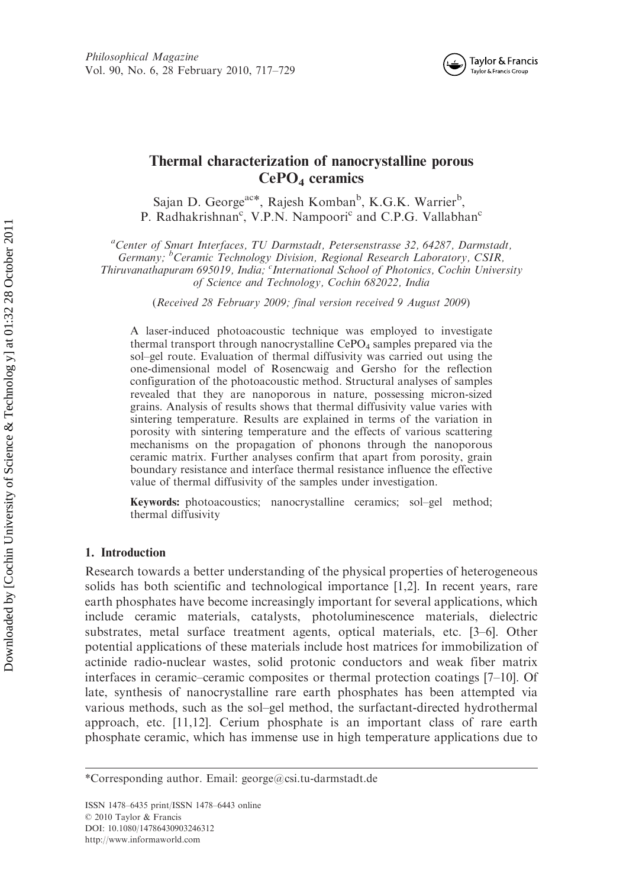# Thermal characterization of nanocrystalline porous $CePO_4$ ceramics

Sajan D. George[ac*], Rajesh Komban[b], K.G.K. Warrier[b], P. Radhakrishnan[c], V.P.N. Nampoori[c] and C.P.G. Vallabhan[c]

[a]Center of Smart Interfaces, TU Darmstadt, Petersenstrasse 32, 64287, Darmstadt, Germany; [b]Ceramic Technology Division, Regional Research Laboratory, CSIR, Thiruvanathapuram 695019, India; [c]International School of Photonics, Cochin University of Science and Technology, Cochin 682022, India

(*Received 28 February 2009; final version received 9 August 2009*)

A laser-induced photoacoustic technique was employed to investigate thermal transport through nanocrystalline $CePO_4$ samples prepared via the sol–gel route. Evaluation of thermal diffusivity was carried out using the one-dimensional model of Rosencwaig and Gersho for the reflection configuration of the photoacoustic method. Structural analyses of samples revealed that they are nanoporous in nature, possessing micron-sized grains. Analysis of results shows that thermal diffusivity value varies with sintering temperature. Results are explained in terms of the variation in porosity with sintering temperature and the effects of various scattering mechanisms on the propagation of phonons through the nanoporous ceramic matrix. Further analyses confirm that apart from porosity, grain boundary resistance and interface thermal resistance influence the effective value of thermal diffusivity of the samples under investigation.

**Keywords:** photoacoustics; nanocrystalline ceramics; sol–gel method; thermal diffusivity

## 1. Introduction

Research towards a better understanding of the physical properties of heterogeneous solids has both scientific and technological importance [1,2]. In recent years, rare earth phosphates have become increasingly important for several applications, which include ceramic materials, catalysts, photoluminescence materials, dielectric substrates, metal surface treatment agents, optical materials, etc. [3–6]. Other potential applications of these materials include host matrices for immobilization of actinide radio-nuclear wastes, solid protonic conductors and weak fiber matrix interfaces in ceramic–ceramic composites or thermal protection coatings [7–10]. Of late, synthesis of nanocrystalline rare earth phosphates has been attempted via various methods, such as the sol–gel method, the surfactant-directed hydrothermal approach, etc. [11,12]. Cerium phosphate is an important class of rare earth phosphate ceramic, which has immense use in high temperature applications due to

*Corresponding author. Email: george@csi.tu-darmstadt.de

ISSN 1478–6435 print/ISSN 1478–6443 online
© 2010 Taylor & Francis
DOI: 10.1080/14786430903246312
http://www.informaworld.com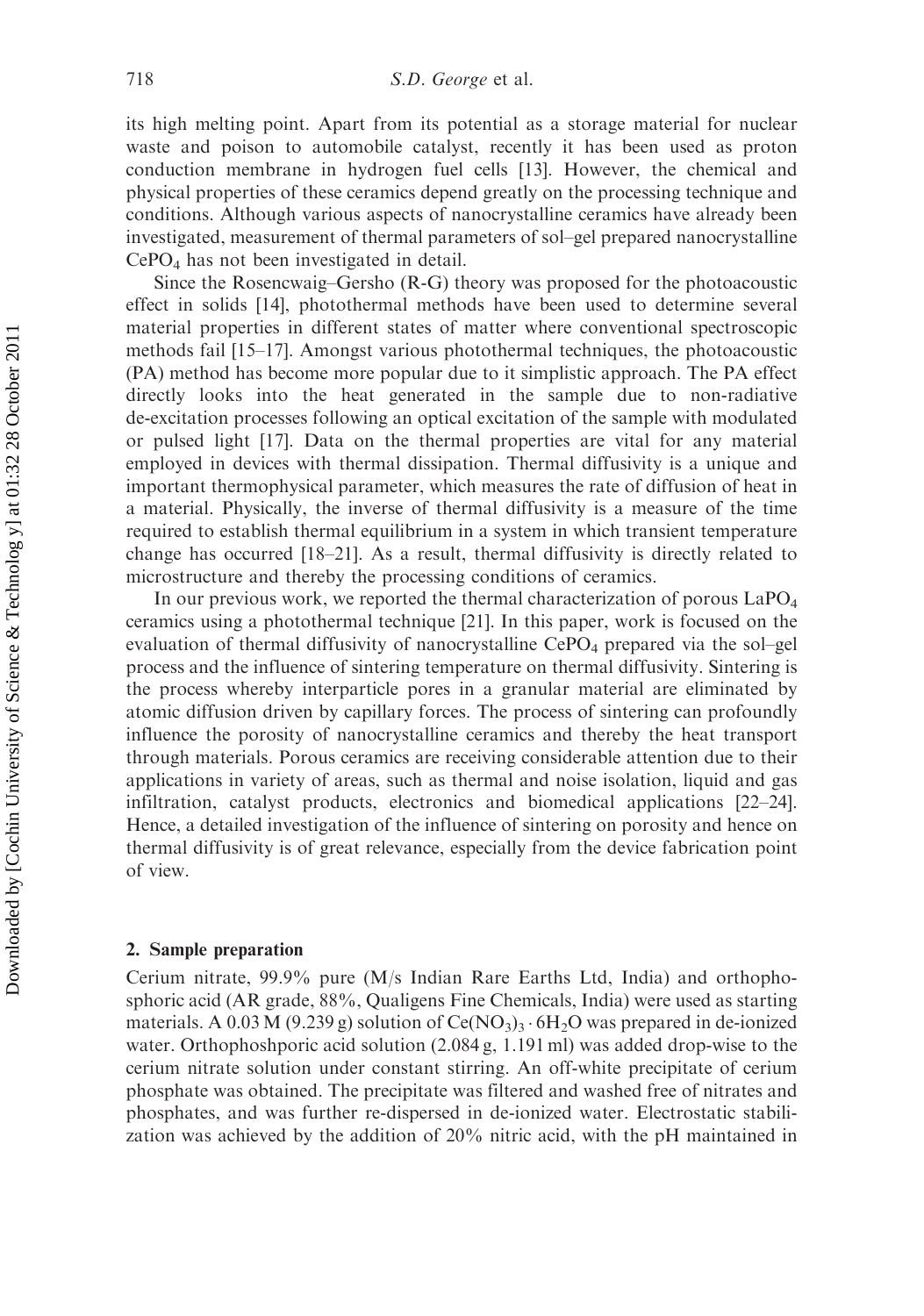its high melting point. Apart from its potential as a storage material for nuclear waste and poison to automobile catalyst, recently it has been used as proton conduction membrane in hydrogen fuel cells [13]. However, the chemical and physical properties of these ceramics depend greatly on the processing technique and conditions. Although various aspects of nanocrystalline ceramics have already been investigated, measurement of thermal parameters of sol–gel prepared nanocrystalline $CePO_4$ has not been investigated in detail.

Since the Rosencwaig–Gersho (R-G) theory was proposed for the photoacoustic effect in solids [14], photothermal methods have been used to determine several material properties in different states of matter where conventional spectroscopic methods fail [15–17]. Amongst various photothermal techniques, the photoacoustic (PA) method has become more popular due to it simplistic approach. The PA effect directly looks into the heat generated in the sample due to non-radiative de-excitation processes following an optical excitation of the sample with modulated or pulsed light [17]. Data on the thermal properties are vital for any material employed in devices with thermal dissipation. Thermal diffusivity is a unique and important thermophysical parameter, which measures the rate of diffusion of heat in a material. Physically, the inverse of thermal diffusivity is a measure of the time required to establish thermal equilibrium in a system in which transient temperature change has occurred [18–21]. As a result, thermal diffusivity is directly related to microstructure and thereby the processing conditions of ceramics.

In our previous work, we reported the thermal characterization of porous $LaPO_4$ ceramics using a photothermal technique [21]. In this paper, work is focused on the evaluation of thermal diffusivity of nanocrystalline $CePO_4$ prepared via the sol–gel process and the influence of sintering temperature on thermal diffusivity. Sintering is the process whereby interparticle pores in a granular material are eliminated by atomic diffusion driven by capillary forces. The process of sintering can profoundly influence the porosity of nanocrystalline ceramics and thereby the heat transport through materials. Porous ceramics are receiving considerable attention due to their applications in variety of areas, such as thermal and noise isolation, liquid and gas infiltration, catalyst products, electronics and biomedical applications [22–24]. Hence, a detailed investigation of the influence of sintering on porosity and hence on thermal diffusivity is of great relevance, especially from the device fabrication point of view.

## 2. Sample preparation

Cerium nitrate, 99.9% pure (M/s Indian Rare Earths Ltd, India) and orthophosphoric acid (AR grade, 88%, Qualigens Fine Chemicals, India) were used as starting materials. A 0.03 M (9.239 g) solution of $Ce(NO_3)_3 \cdot 6H_2O$ was prepared in de-ionized water. Orthophoshporic acid solution (2.084 g, 1.191 ml) was added drop-wise to the cerium nitrate solution under constant stirring. An off-white precipitate of cerium phosphate was obtained. The precipitate was filtered and washed free of nitrates and phosphates, and was further re-dispersed in de-ionized water. Electrostatic stabilization was achieved by the addition of 20% nitric acid, with the pH maintained in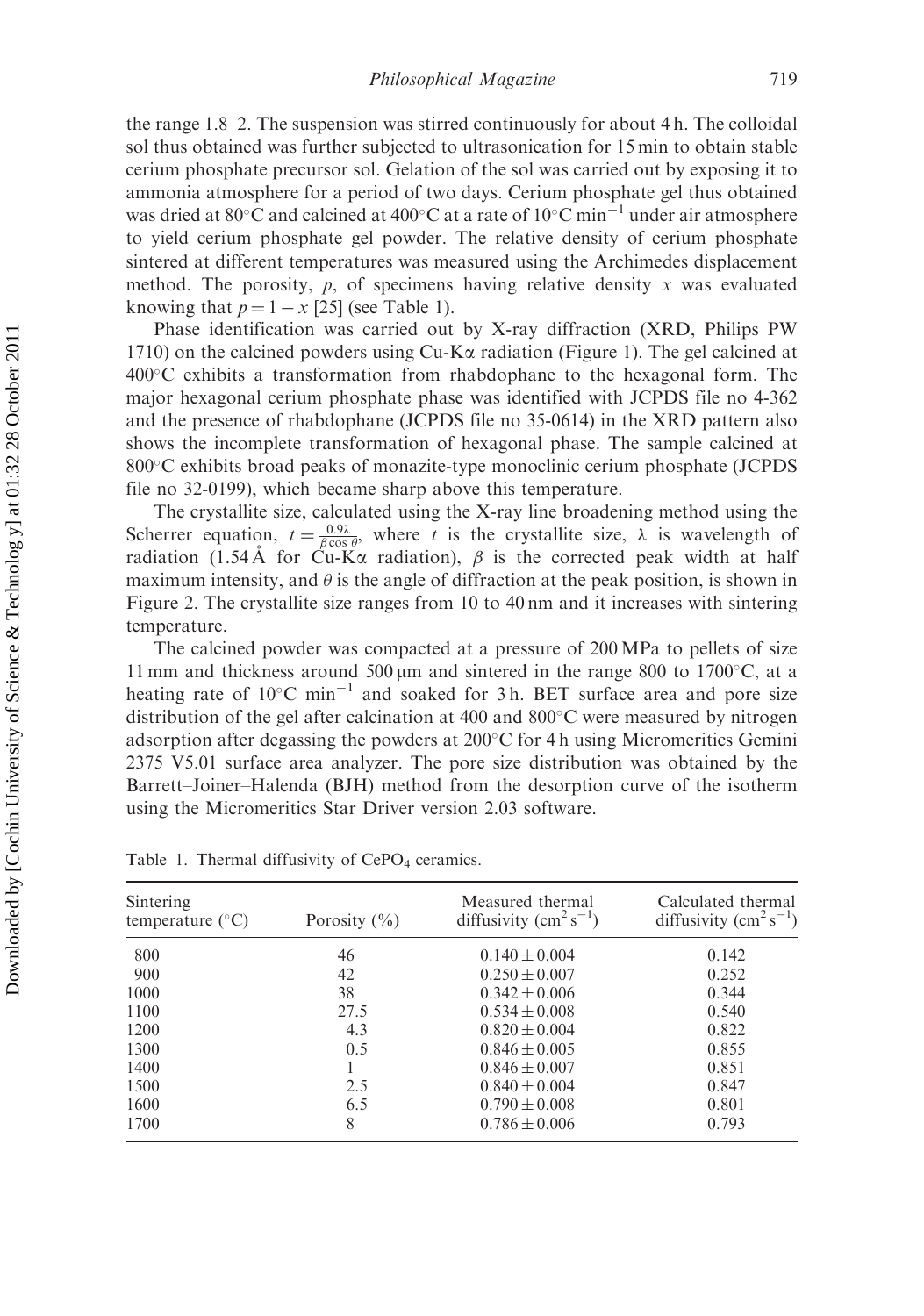the range 1.8–2. The suspension was stirred continuously for about 4 h. The colloidal sol thus obtained was further subjected to ultrasonication for 15 min to obtain stable cerium phosphate precursor sol. Gelation of the sol was carried out by exposing it to ammonia atmosphere for a period of two days. Cerium phosphate gel thus obtained was dried at 80°C and calcined at 400°C at a rate of 10°C $min^{-1}$ under air atmosphere to yield cerium phosphate gel powder. The relative density of cerium phosphate sintered at different temperatures was measured using the Archimedes displacement method. The porosity, $p$, of specimens having relative density $x$ was evaluated knowing that $p = 1 - x$ [25] (see Table 1).

Phase identification was carried out by X-ray diffraction (XRD, Philips PW 1710) on the calcined powders using Cu-K$\alpha$ radiation (Figure 1). The gel calcined at 400°C exhibits a transformation from rhabdophane to the hexagonal form. The major hexagonal cerium phosphate phase was identified with JCPDS file no 4-362 and the presence of rhabdophane (JCPDS file no 35-0614) in the XRD pattern also shows the incomplete transformation of hexagonal phase. The sample calcined at 800°C exhibits broad peaks of monazite-type monoclinic cerium phosphate (JCPDS file no 32-0199), which became sharp above this temperature.

The crystallite size, calculated using the X-ray line broadening method using the Scherrer equation, $t = \frac{0.9\lambda}{\beta \cos \theta}$, where $t$ is the crystallite size, $\lambda$ is wavelength of radiation (1.54 Å for Cu-K$\alpha$ radiation), $\beta$ is the corrected peak width at half maximum intensity, and $\theta$ is the angle of diffraction at the peak position, is shown in Figure 2. The crystallite size ranges from 10 to 40 nm and it increases with sintering temperature.

The calcined powder was compacted at a pressure of 200 MPa to pellets of size 11 mm and thickness around 500 μm and sintered in the range 800 to 1700°C, at a heating rate of 10°C $min^{-1}$ and soaked for 3 h. BET surface area and pore size distribution of the gel after calcination at 400 and 800°C were measured by nitrogen adsorption after degassing the powders at 200°C for 4 h using Micromeritics Gemini 2375 V5.01 surface area analyzer. The pore size distribution was obtained by the Barrett–Joiner–Halenda (BJH) method from the desorption curve of the isotherm using the Micromeritics Star Driver version 2.03 software.

Table 1. Thermal diffusivity of $CePO_4$ ceramics.

| Sintering temperature (°C) | Porosity (%) | Measured thermal diffusivity ($cm^2 s^{-1}$) | Calculated thermal diffusivity ($cm^2 s^{-1}$) |
|---|---|---|---|
| 800 | 46 | $0.140 \pm 0.004$ | 0.142 |
| 900 | 42 | $0.250 \pm 0.007$ | 0.252 |
| 1000 | 38 | $0.342 \pm 0.006$ | 0.344 |
| 1100 | 27.5 | $0.534 \pm 0.008$ | 0.540 |
| 1200 | 4.3 | $0.820 \pm 0.004$ | 0.822 |
| 1300 | 0.5 | $0.846 \pm 0.005$ | 0.855 |
| 1400 | 1 | $0.846 \pm 0.007$ | 0.851 |
| 1500 | 2.5 | $0.840 \pm 0.004$ | 0.847 |
| 1600 | 6.5 | $0.790 \pm 0.008$ | 0.801 |
| 1700 | 8 | $0.786 \pm 0.006$ | 0.793 |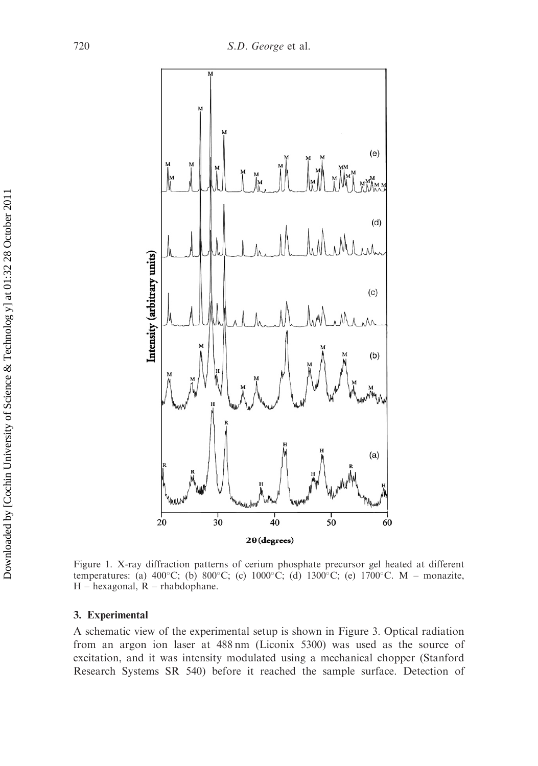Figure 1. X-ray diffraction patterns of cerium phosphate precursor gel heated at different temperatures: (a) 400°C; (b) 800°C; (c) 1000°C; (d) 1300°C; (e) 1700°C. M – monazite, H – hexagonal, R – rhabdophane.

## 3. Experimental

A schematic view of the experimental setup is shown in Figure 3. Optical radiation from an argon ion laser at 488 nm (Liconix 5300) was used as the source of excitation, and it was intensity modulated using a mechanical chopper (Stanford Research Systems SR 540) before it reached the sample surface. Detection of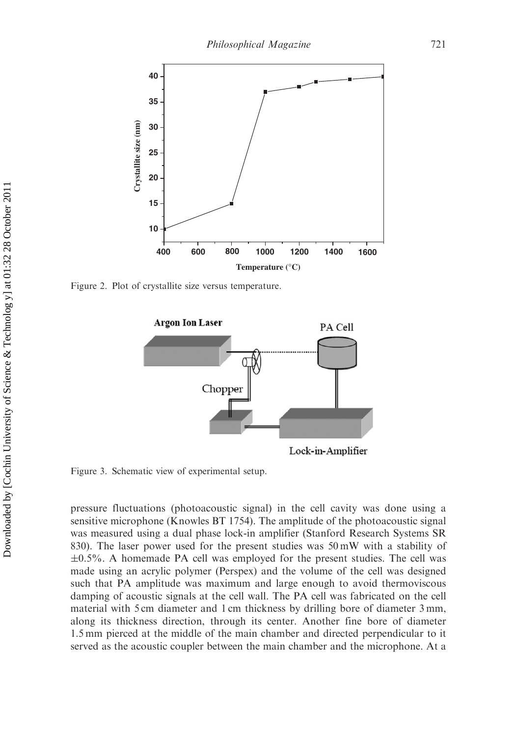Figure 2. Plot of crystallite size versus temperature.

Figure 3. Schematic view of experimental setup.

pressure fluctuations (photoacoustic signal) in the cell cavity was done using a sensitive microphone (Knowles BT 1754). The amplitude of the photoacoustic signal was measured using a dual phase lock-in amplifier (Stanford Research Systems SR 830). The laser power used for the present studies was 50 mW with a stability of ±0.5%. A homemade PA cell was employed for the present studies. The cell was made using an acrylic polymer (Perspex) and the volume of the cell was designed such that PA amplitude was maximum and large enough to avoid thermoviscous damping of acoustic signals at the cell wall. The PA cell was fabricated on the cell material with 5 cm diameter and 1 cm thickness by drilling bore of diameter 3 mm, along its thickness direction, through its center. Another fine bore of diameter 1.5 mm pierced at the middle of the main chamber and directed perpendicular to it served as the acoustic coupler between the main chamber and the microphone. At a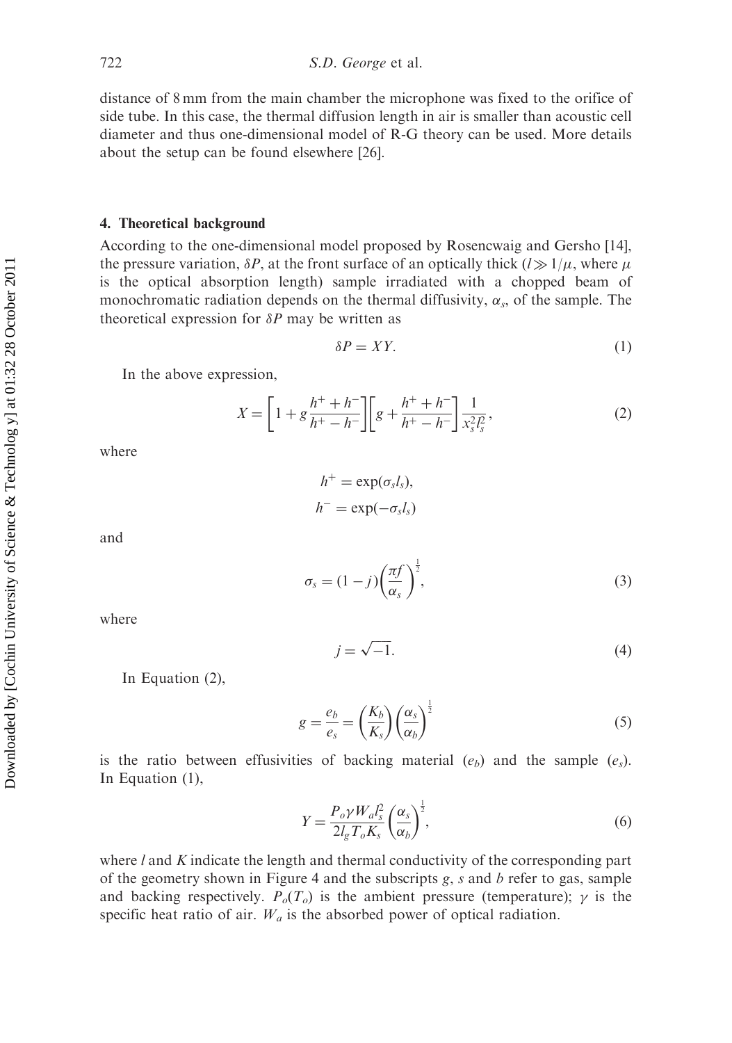distance of 8 mm from the main chamber the microphone was fixed to the orifice of side tube. In this case, the thermal diffusion length in air is smaller than acoustic cell diameter and thus one-dimensional model of R-G theory can be used. More details about the setup can be found elsewhere [26].

## 4. Theoretical background

According to the one-dimensional model proposed by Rosencwaig and Gersho [14], the pressure variation, $\delta P$, at the front surface of an optically thick ($l \gg 1/\mu$, where $\mu$ is the optical absorption length) sample irradiated with a chopped beam of monochromatic radiation depends on the thermal diffusivity, $\alpha_s$, of the sample. The theoretical expression for $\delta P$ may be written as

$$\delta P = XY. \tag{1}$$

In the above expression,

$$X = \left[1 + g\frac{h^+ + h^-}{h^+ - h^-}\right]\left[g + \frac{h^+ + h^-}{h^+ - h^-}\right]\frac{1}{x_s^2 l_s^2}, \tag{2}$$

where

$$h^+ = \exp(\sigma_s l_s),$$

$$h^- = \exp(-\sigma_s l_s)$$

and

$$\sigma_s = (1 - j)\left(\frac{\pi f}{\alpha_s}\right)^{\frac{1}{2}}, \tag{3}$$

where

$$j = \sqrt{-1}. \tag{4}$$

In Equation (2),

$$g = \frac{e_b}{e_s} = \left(\frac{K_b}{K_s}\right)\left(\frac{\alpha_s}{\alpha_b}\right)^{\frac{1}{2}} \tag{5}$$

is the ratio between effusivities of backing material ($e_b$) and the sample ($e_s$). In Equation (1),

$$Y = \frac{P_o \gamma W_a l_s^2}{2 l_g T_o K_s}\left(\frac{\alpha_s}{\alpha_b}\right)^{\frac{1}{2}}, \tag{6}$$

where $l$ and $K$ indicate the length and thermal conductivity of the corresponding part of the geometry shown in Figure 4 and the subscripts $g$, $s$ and $b$ refer to gas, sample and backing respectively. $P_o(T_o)$ is the ambient pressure (temperature); $\gamma$ is the specific heat ratio of air. $W_a$ is the absorbed power of optical radiation.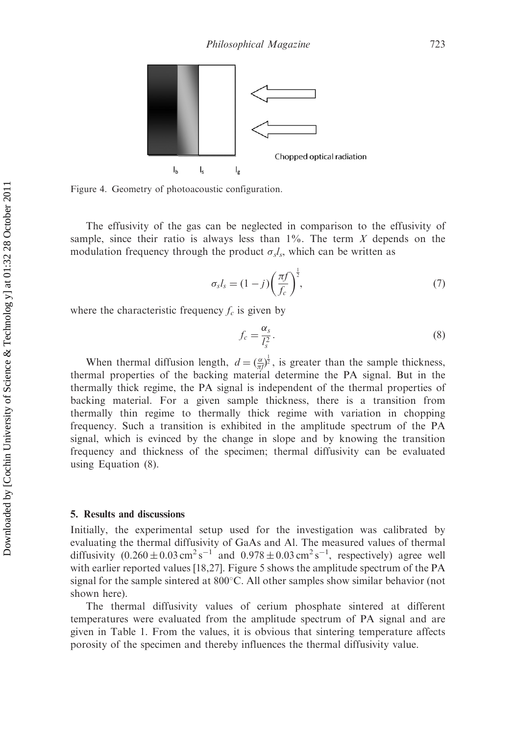Figure 4. Geometry of photoacoustic configuration.

The effusivity of the gas can be neglected in comparison to the effusivity of sample, since their ratio is always less than 1%. The term $X$ depends on the modulation frequency through the product $\sigma_s l_s$, which can be written as

$$\sigma_s l_s = (1 - j)\left(\frac{\pi f}{f_c}\right)^{\frac{1}{2}}, \tag{7}$$

where the characteristic frequency $f_c$ is given by

$$f_c = \frac{\alpha_s}{l_s^2}. \tag{8}$$

When thermal diffusion length, $d = (\frac{\alpha}{\pi f})^{\frac{1}{2}}$, is greater than the sample thickness, thermal properties of the backing material determine the PA signal. But in the thermally thick regime, the PA signal is independent of the thermal properties of backing material. For a given sample thickness, there is a transition from thermally thin regime to thermally thick regime with variation in chopping frequency. Such a transition is exhibited in the amplitude spectrum of the PA signal, which is evinced by the change in slope and by knowing the transition frequency and thickness of the specimen; thermal diffusivity can be evaluated using Equation (8).

## 5. Results and discussions

Initially, the experimental setup used for the investigation was calibrated by evaluating the thermal diffusivity of GaAs and Al. The measured values of thermal diffusivity ($0.260 \pm 0.03\,\mathrm{cm^2\,s^{-1}}$ and $0.978 \pm 0.03\,\mathrm{cm^2\,s^{-1}}$, respectively) agree well with earlier reported values [18,27]. Figure 5 shows the amplitude spectrum of the PA signal for the sample sintered at 800°C. All other samples show similar behavior (not shown here).

The thermal diffusivity values of cerium phosphate sintered at different temperatures were evaluated from the amplitude spectrum of PA signal and are given in Table 1. From the values, it is obvious that sintering temperature affects porosity of the specimen and thereby influences the thermal diffusivity value.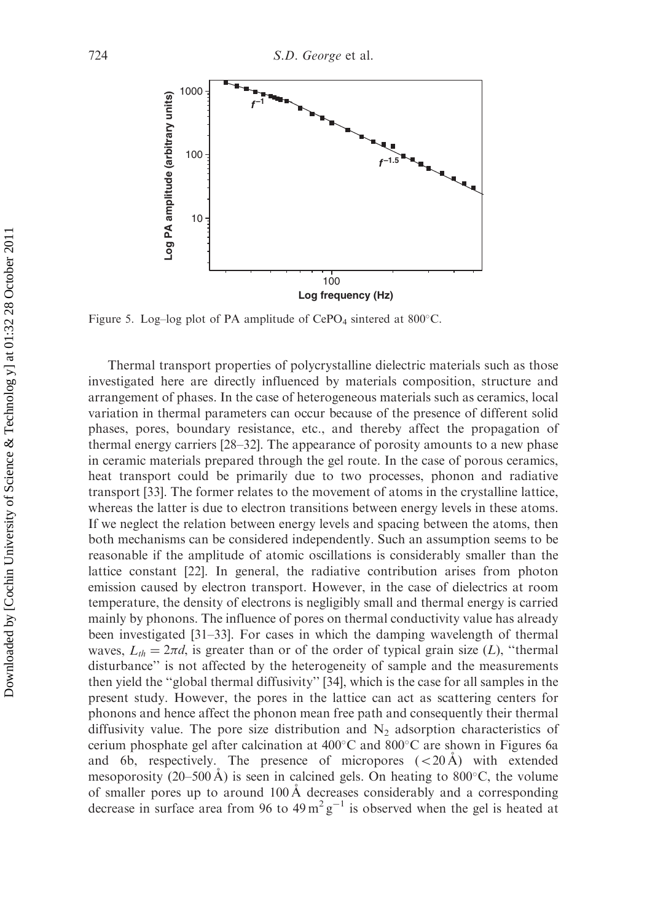Figure 5. Log–log plot of PA amplitude of $CePO_4$ sintered at 800°C.

Thermal transport properties of polycrystalline dielectric materials such as those investigated here are directly influenced by materials composition, structure and arrangement of phases. In the case of heterogeneous materials such as ceramics, local variation in thermal parameters can occur because of the presence of different solid phases, pores, boundary resistance, etc., and thereby affect the propagation of thermal energy carriers [28–32]. The appearance of porosity amounts to a new phase in ceramic materials prepared through the gel route. In the case of porous ceramics, heat transport could be primarily due to two processes, phonon and radiative transport [33]. The former relates to the movement of atoms in the crystalline lattice, whereas the latter is due to electron transitions between energy levels in these atoms. If we neglect the relation between energy levels and spacing between the atoms, then both mechanisms can be considered independently. Such an assumption seems to be reasonable if the amplitude of atomic oscillations is considerably smaller than the lattice constant [22]. In general, the radiative contribution arises from photon emission caused by electron transport. However, in the case of dielectrics at room temperature, the density of electrons is negligibly small and thermal energy is carried mainly by phonons. The influence of pores on thermal conductivity value has already been investigated [31–33]. For cases in which the damping wavelength of thermal waves, $L_{th} = 2\pi d$, is greater than or of the order of typical grain size ($L$), "thermal disturbance" is not affected by the heterogeneity of sample and the measurements then yield the "global thermal diffusivity" [34], which is the case for all samples in the present study. However, the pores in the lattice can act as scattering centers for phonons and hence affect the phonon mean free path and consequently their thermal diffusivity value. The pore size distribution and $N_2$ adsorption characteristics of cerium phosphate gel after calcination at 400°C and 800°C are shown in Figures 6a and 6b, respectively. The presence of micropores (<20 Å) with extended mesoporosity (20–500 Å) is seen in calcined gels. On heating to 800°C, the volume of smaller pores up to around 100 Å decreases considerably and a corresponding decrease in surface area from 96 to 49 $m^2 g^{-1}$ is observed when the gel is heated at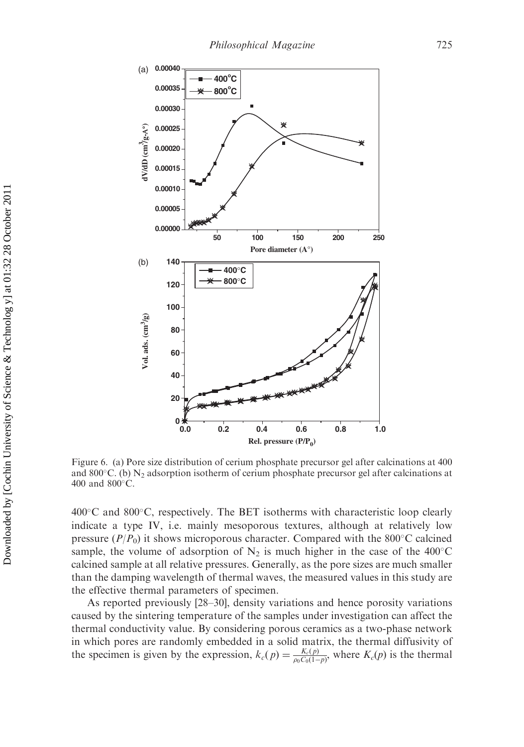Figure 6. (a) Pore size distribution of cerium phosphate precursor gel after calcinations at 400 and 800°C. (b) $N_2$ adsorption isotherm of cerium phosphate precursor gel after calcinations at 400 and 800°C.

400°C and 800°C, respectively. The BET isotherms with characteristic loop clearly indicate a type IV, i.e. mainly mesoporous textures, although at relatively low pressure ($P/P_0$) it shows microporous character. Compared with the 800°C calcined sample, the volume of adsorption of $N_2$ is much higher in the case of the 400°C calcined sample at all relative pressures. Generally, as the pore sizes are much smaller than the damping wavelength of thermal waves, the measured values in this study are the effective thermal parameters of specimen.

As reported previously [28–30], density variations and hence porosity variations caused by the sintering temperature of the samples under investigation can affect the thermal conductivity value. By considering porous ceramics as a two-phase network in which pores are randomly embedded in a solid matrix, the thermal diffusivity of the specimen is given by the expression, $k_c(p) = \frac{K_c(p)}{\rho_0 C_0 (1-p)}$, where $K_c(p)$ is the thermal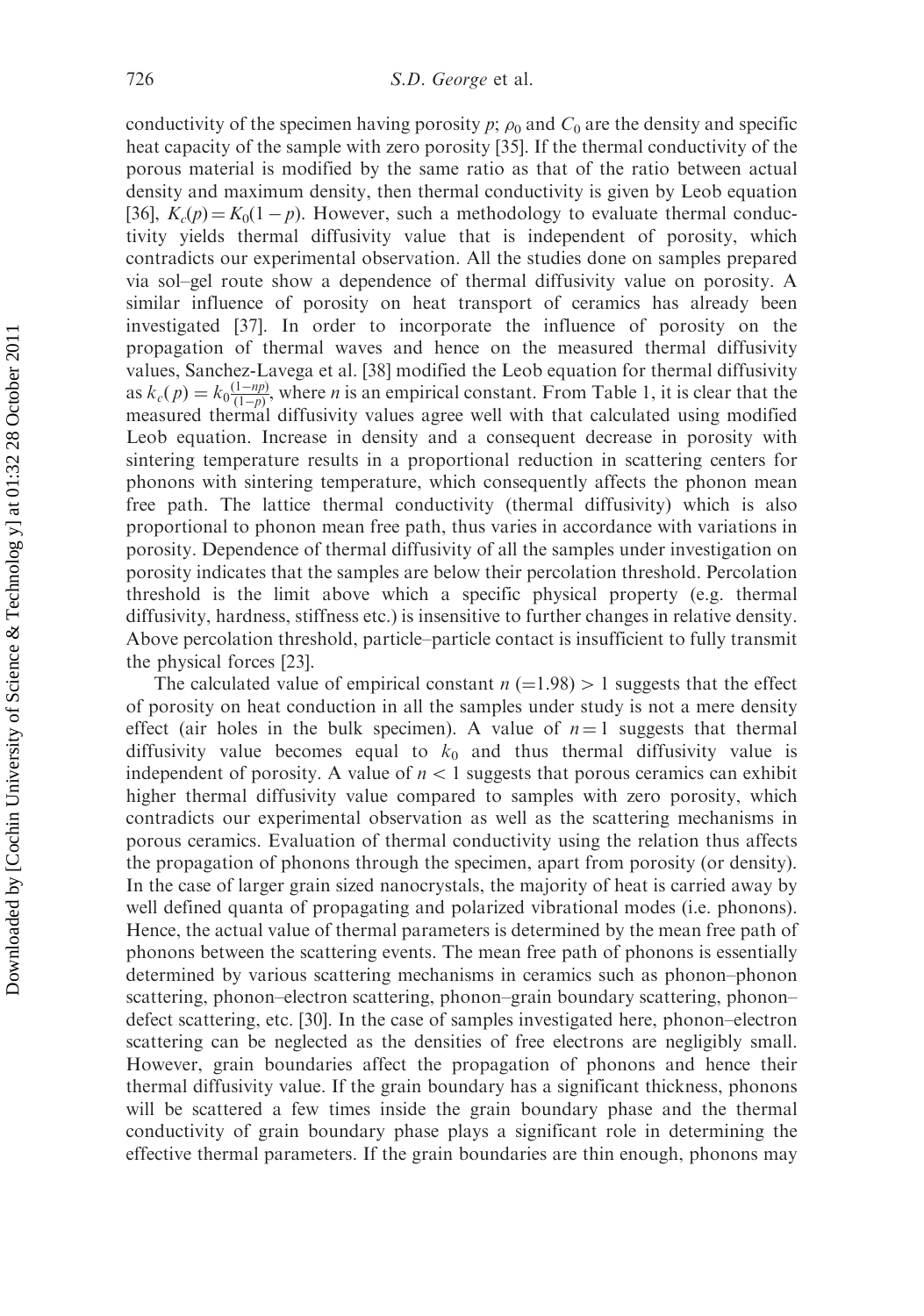conductivity of the specimen having porosity $p$; $\rho_0$ and $C_0$ are the density and specific heat capacity of the sample with zero porosity [35]. If the thermal conductivity of the porous material is modified by the same ratio as that of the ratio between actual density and maximum density, then thermal conductivity is given by Leob equation [36], $K_c(p) = K_0(1 - p)$. However, such a methodology to evaluate thermal conductivity yields thermal diffusivity value that is independent of porosity, which contradicts our experimental observation. All the studies done on samples prepared via sol–gel route show a dependence of thermal diffusivity value on porosity. A similar influence of porosity on heat transport of ceramics has already been investigated [37]. In order to incorporate the influence of porosity on the propagation of thermal waves and hence on the measured thermal diffusivity values, Sanchez-Lavega et al. [38] modified the Leob equation for thermal diffusivity as $k_c(p) = k_0 \frac{(1-np)}{(1-p)}$, where $n$ is an empirical constant. From Table 1, it is clear that the measured thermal diffusivity values agree well with that calculated using modified Leob equation. Increase in density and a consequent decrease in porosity with sintering temperature results in a proportional reduction in scattering centers for phonons with sintering temperature, which consequently affects the phonon mean free path. The lattice thermal conductivity (thermal diffusivity) which is also proportional to phonon mean free path, thus varies in accordance with variations in porosity. Dependence of thermal diffusivity of all the samples under investigation on porosity indicates that the samples are below their percolation threshold. Percolation threshold is the limit above which a specific physical property (e.g. thermal diffusivity, hardness, stiffness etc.) is insensitive to further changes in relative density. Above percolation threshold, particle–particle contact is insufficient to fully transmit the physical forces [23].

The calculated value of empirical constant $n$ (=1.98) > 1 suggests that the effect of porosity on heat conduction in all the samples under study is not a mere density effect (air holes in the bulk specimen). A value of $n = 1$ suggests that thermal diffusivity value becomes equal to $k_0$ and thus thermal diffusivity value is independent of porosity. A value of $n < 1$ suggests that porous ceramics can exhibit higher thermal diffusivity value compared to samples with zero porosity, which contradicts our experimental observation as well as the scattering mechanisms in porous ceramics. Evaluation of thermal conductivity using the relation thus affects the propagation of phonons through the specimen, apart from porosity (or density). In the case of larger grain sized nanocrystals, the majority of heat is carried away by well defined quanta of propagating and polarized vibrational modes (i.e. phonons). Hence, the actual value of thermal parameters is determined by the mean free path of phonons between the scattering events. The mean free path of phonons is essentially determined by various scattering mechanisms in ceramics such as phonon–phonon scattering, phonon–electron scattering, phonon–grain boundary scattering, phonon–defect scattering, etc. [30]. In the case of samples investigated here, phonon–electron scattering can be neglected as the densities of free electrons are negligibly small. However, grain boundaries affect the propagation of phonons and hence their thermal diffusivity value. If the grain boundary has a significant thickness, phonons will be scattered a few times inside the grain boundary phase and the thermal conductivity of grain boundary phase plays a significant role in determining the effective thermal parameters. If the grain boundaries are thin enough, phonons may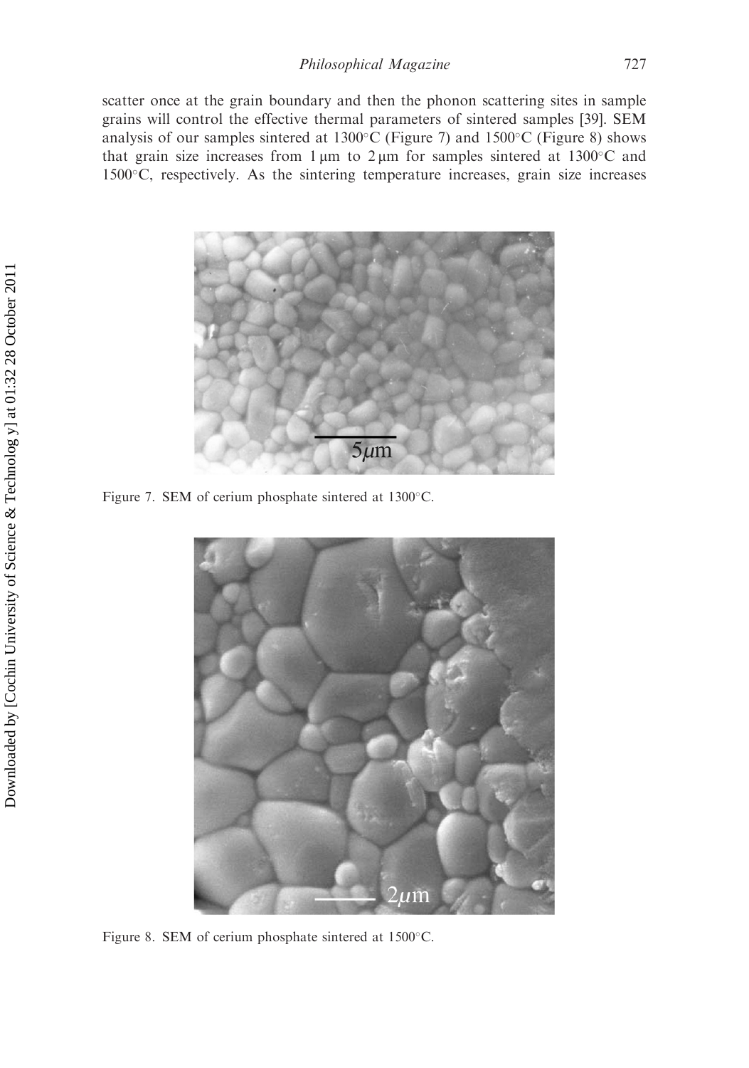scatter once at the grain boundary and then the phonon scattering sites in sample grains will control the effective thermal parameters of sintered samples [39]. SEM analysis of our samples sintered at 1300°C (Figure 7) and 1500°C (Figure 8) shows that grain size increases from 1 μm to 2 μm for samples sintered at 1300°C and 1500°C, respectively. As the sintering temperature increases, grain size increases

Figure 7. SEM of cerium phosphate sintered at 1300°C.

Figure 8. SEM of cerium phosphate sintered at 1500°C.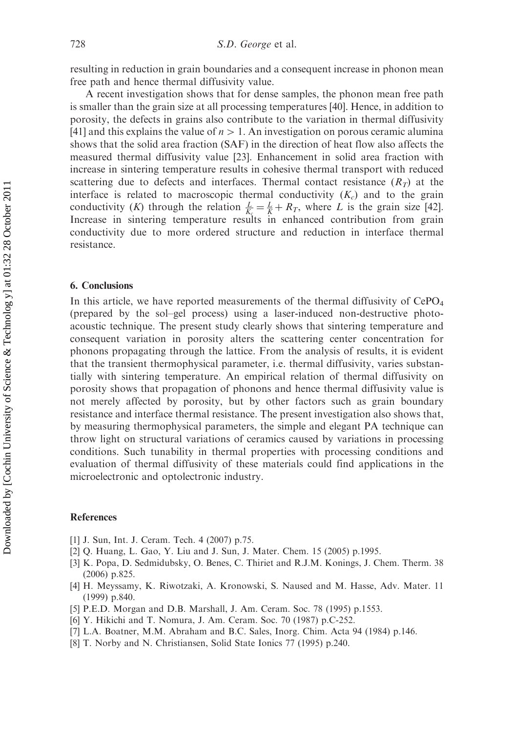resulting in reduction in grain boundaries and a consequent increase in phonon mean free path and hence thermal diffusivity value.

A recent investigation shows that for dense samples, the phonon mean free path is smaller than the grain size at all processing temperatures [40]. Hence, in addition to porosity, the defects in grains also contribute to the variation in thermal diffusivity [41] and this explains the value of $n > 1$. An investigation on porous ceramic alumina shows that the solid area fraction (SAF) in the direction of heat flow also affects the measured thermal diffusivity value [23]. Enhancement in solid area fraction with increase in sintering temperature results in cohesive thermal transport with reduced scattering due to defects and interfaces. Thermal contact resistance ($R_T$) at the interface is related to macroscopic thermal conductivity ($K_c$) and to the grain conductivity ($K$) through the relation $\frac{L}{K_c} = \frac{L}{K} + R_T$, where $L$ is the grain size [42]. Increase in sintering temperature results in enhanced contribution from grain conductivity due to more ordered structure and reduction in interface thermal resistance.

## 6. Conclusions

In this article, we have reported measurements of the thermal diffusivity of $CePO_4$ (prepared by the sol–gel process) using a laser-induced non-destructive photoacoustic technique. The present study clearly shows that sintering temperature and consequent variation in porosity alters the scattering center concentration for phonons propagating through the lattice. From the analysis of results, it is evident that the transient thermophysical parameter, i.e. thermal diffusivity, varies substantially with sintering temperature. An empirical relation of thermal diffusivity on porosity shows that propagation of phonons and hence thermal diffusivity value is not merely affected by porosity, but by other factors such as grain boundary resistance and interface thermal resistance. The present investigation also shows that, by measuring thermophysical parameters, the simple and elegant PA technique can throw light on structural variations of ceramics caused by variations in processing conditions. Such tunability in thermal properties with processing conditions and evaluation of thermal diffusivity of these materials could find applications in the microelectronic and optolectronic industry.

## References

[1] J. Sun, Int. J. Ceram. Tech. 4 (2007) p.75.
[2] Q. Huang, L. Gao, Y. Liu and J. Sun, J. Mater. Chem. 15 (2005) p.1995.
[3] K. Popa, D. Sedmidubsky, O. Benes, C. Thiriet and R.J.M. Konings, J. Chem. Therm. 38 (2006) p.825.
[4] H. Meyssamy, K. Riwotzaki, A. Kronowski, S. Naused and M. Hasse, Adv. Mater. 11 (1999) p.840.
[5] P.E.D. Morgan and D.B. Marshall, J. Am. Ceram. Soc. 78 (1995) p.1553.
[6] Y. Hikichi and T. Nomura, J. Am. Ceram. Soc. 70 (1987) p.C-252.
[7] L.A. Boatner, M.M. Abraham and B.C. Sales, Inorg. Chim. Acta 94 (1984) p.146.
[8] T. Norby and N. Christiansen, Solid State Ionics 77 (1995) p.240.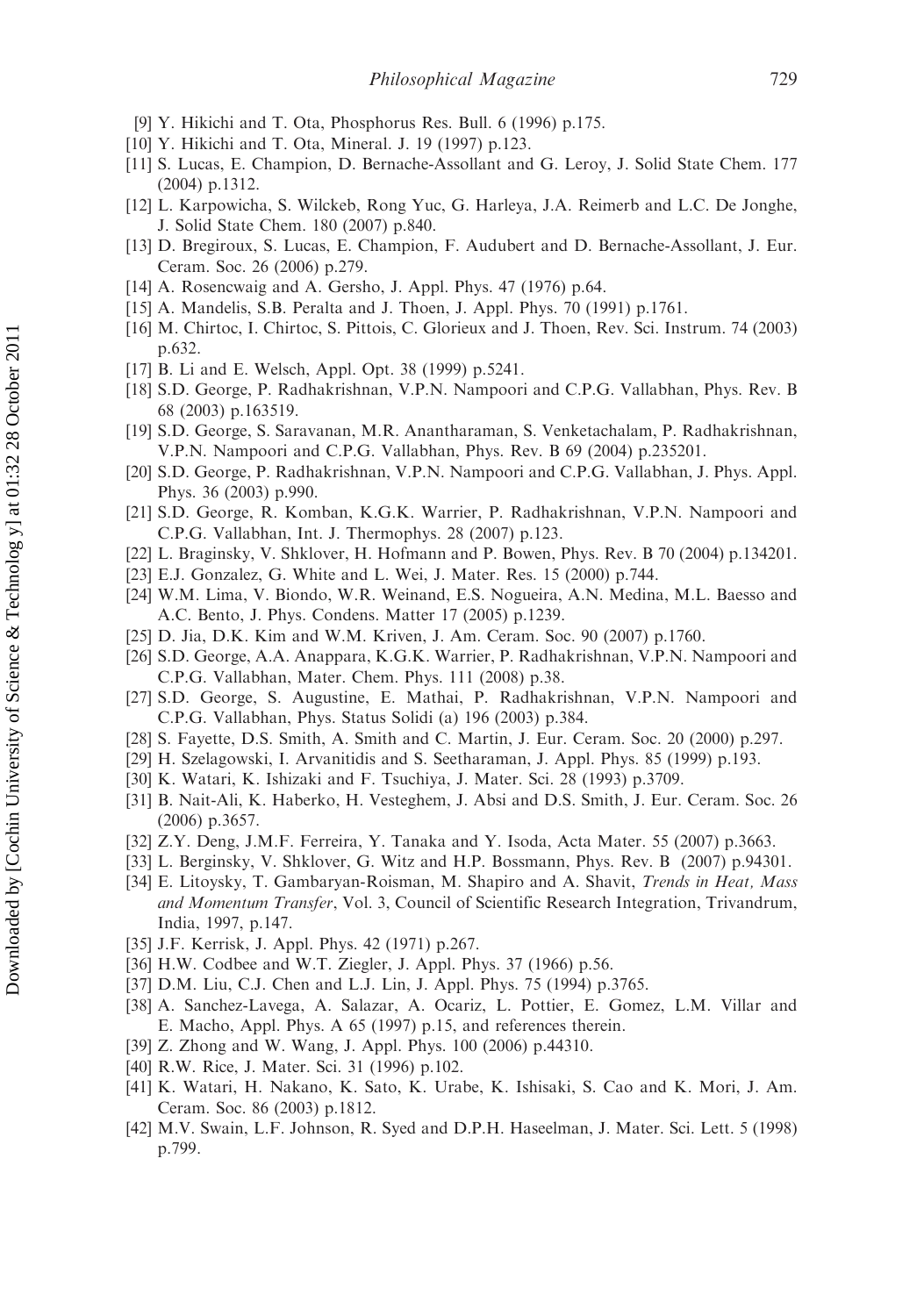[9] Y. Hikichi and T. Ota, Phosphorus Res. Bull. 6 (1996) p.175.

[10] Y. Hikichi and T. Ota, Mineral. J. 19 (1997) p.123.

[11] S. Lucas, E. Champion, D. Bernache-Assollant and G. Leroy, J. Solid State Chem. 177 (2004) p.1312.

[12] L. Karpowicha, S. Wilckeb, Rong Yuc, G. Harleya, J.A. Reimerb and L.C. De Jonghe, J. Solid State Chem. 180 (2007) p.840.

[13] D. Bregiroux, S. Lucas, E. Champion, F. Audubert and D. Bernache-Assollant, J. Eur. Ceram. Soc. 26 (2006) p.279.

[14] A. Rosencwaig and A. Gersho, J. Appl. Phys. 47 (1976) p.64.

[15] A. Mandelis, S.B. Peralta and J. Thoen, J. Appl. Phys. 70 (1991) p.1761.

[16] M. Chirtoc, I. Chirtoc, S. Pittois, C. Glorieux and J. Thoen, Rev. Sci. Instrum. 74 (2003) p.632.

[17] B. Li and E. Welsch, Appl. Opt. 38 (1999) p.5241.

[18] S.D. George, P. Radhakrishnan, V.P.N. Nampoori and C.P.G. Vallabhan, Phys. Rev. B 68 (2003) p.163519.

[19] S.D. George, S. Saravanan, M.R. Anantharaman, S. Venketachalam, P. Radhakrishnan, V.P.N. Nampoori and C.P.G. Vallabhan, Phys. Rev. B 69 (2004) p.235201.

[20] S.D. George, P. Radhakrishnan, V.P.N. Nampoori and C.P.G. Vallabhan, J. Phys. Appl. Phys. 36 (2003) p.990.

[21] S.D. George, R. Komban, K.G.K. Warrier, P. Radhakrishnan, V.P.N. Nampoori and C.P.G. Vallabhan, Int. J. Thermophys. 28 (2007) p.123.

[22] L. Braginsky, V. Shklover, H. Hofmann and P. Bowen, Phys. Rev. B 70 (2004) p.134201.

[23] E.J. Gonzalez, G. White and L. Wei, J. Mater. Res. 15 (2000) p.744.

[24] W.M. Lima, V. Biondo, W.R. Weinand, E.S. Nogueira, A.N. Medina, M.L. Baesso and A.C. Bento, J. Phys. Condens. Matter 17 (2005) p.1239.

[25] D. Jia, D.K. Kim and W.M. Kriven, J. Am. Ceram. Soc. 90 (2007) p.1760.

[26] S.D. George, A.A. Anappara, K.G.K. Warrier, P. Radhakrishnan, V.P.N. Nampoori and C.P.G. Vallabhan, Mater. Chem. Phys. 111 (2008) p.38.

[27] S.D. George, S. Augustine, E. Mathai, P. Radhakrishnan, V.P.N. Nampoori and C.P.G. Vallabhan, Phys. Status Solidi (a) 196 (2003) p.384.

[28] S. Fayette, D.S. Smith, A. Smith and C. Martin, J. Eur. Ceram. Soc. 20 (2000) p.297.

[29] H. Szelagowski, I. Arvanitidis and S. Seetharaman, J. Appl. Phys. 85 (1999) p.193.

[30] K. Watari, K. Ishizaki and F. Tsuchiya, J. Mater. Sci. 28 (1993) p.3709.

[31] B. Nait-Ali, K. Haberko, H. Vesteghem, J. Absi and D.S. Smith, J. Eur. Ceram. Soc. 26 (2006) p.3657.

[32] Z.Y. Deng, J.M.F. Ferreira, Y. Tanaka and Y. Isoda, Acta Mater. 55 (2007) p.3663.

[33] L. Berginsky, V. Shklover, G. Witz and H.P. Bossmann, Phys. Rev. B (2007) p.94301.

[34] E. Litoysky, T. Gambaryan-Roisman, M. Shapiro and A. Shavit, *Trends in Heat, Mass and Momentum Transfer*, Vol. 3, Council of Scientific Research Integration, Trivandrum, India, 1997, p.147.

[35] J.F. Kerrisk, J. Appl. Phys. 42 (1971) p.267.

[36] H.W. Codbee and W.T. Ziegler, J. Appl. Phys. 37 (1966) p.56.

[37] D.M. Liu, C.J. Chen and L.J. Lin, J. Appl. Phys. 75 (1994) p.3765.

[38] A. Sanchez-Lavega, A. Salazar, A. Ocariz, L. Pottier, E. Gomez, L.M. Villar and E. Macho, Appl. Phys. A 65 (1997) p.15, and references therein.

[39] Z. Zhong and W. Wang, J. Appl. Phys. 100 (2006) p.44310.

[40] R.W. Rice, J. Mater. Sci. 31 (1996) p.102.

[41] K. Watari, H. Nakano, K. Sato, K. Urabe, K. Ishisaki, S. Cao and K. Mori, J. Am. Ceram. Soc. 86 (2003) p.1812.

[42] M.V. Swain, L.F. Johnson, R. Syed and D.P.H. Haseelman, J. Mater. Sci. Lett. 5 (1998) p.799.